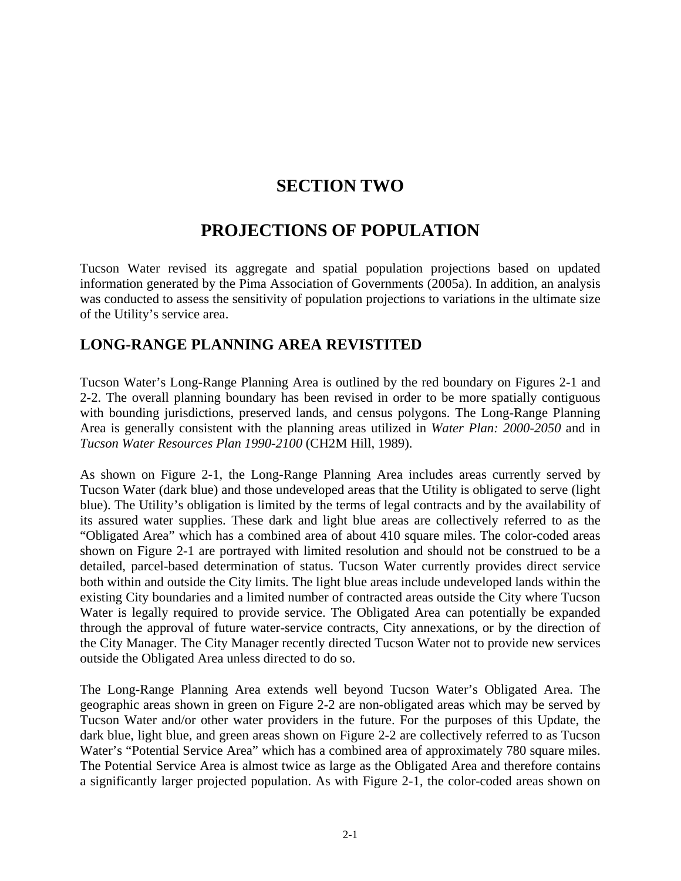# SECTION TWO

# PROJECTIONS OF POPULATION

Tucson Water revised its aggregate and spatial population projections based on updated information generated by the Pima Association of Governments (2005a). In addition, an analysis was conducted to assess the sensitivity of population projections to variations in the ultimate size of the Utility's service area.

## LONG-RANGE PLANNING AREA REVISTITED

Tucson Water's Long-Range Planning Area is outlined by the red boundary on Figures 2-1 and 2-2. The overall planning boundary has been revised in order to be more spatially contiguous with bounding jurisdictions, preserved lands, and census polygons. The Long-Range Planning Area is generally consistent with the planning areas utilized in *Water Plan: 2000-2050* and in *Tucson Water Resources Plan 1990-2100* (CH2M Hill, 1989).

As shown on Figure 2-1, the Long-Range Planning Area includes areas currently served by Tucson Water (dark blue) and those undeveloped areas that the Utility is obligated to serve (light blue). The Utility's obligation is limited by the terms of legal contracts and by the availability of its assured water supplies. These dark and light blue areas are collectively referred to as the "Obligated Area" which has a combined area of about 410 square miles. The color-coded areas shown on Figure 2-1 are portrayed with limited resolution and should not be construed to be a detailed, parcel-based determination of status. Tucson Water currently provides direct service both within and outside the City limits. The light blue areas include undeveloped lands within the existing City boundaries and a limited number of contracted areas outside the City where Tucson Water is legally required to provide service. The Obligated Area can potentially be expanded through the approval of future water-service contracts, City annexations, or by the direction of the City Manager. The City Manager recently directed Tucson Water not to provide new services outside the Obligated Area unless directed to do so.

The Long-Range Planning Area extends well beyond Tucson Water's Obligated Area. The geographic areas shown in green on Figure 2-2 are non-obligated areas which may be served by Tucson Water and/or other water providers in the future. For the purposes of this Update, the dark blue, light blue, and green areas shown on Figure 2-2 are collectively referred to as Tucson Water's "Potential Service Area" which has a combined area of approximately 780 square miles. The Potential Service Area is almost twice as large as the Obligated Area and therefore contains a significantly larger projected population. As with Figure 2-1, the color-coded areas shown on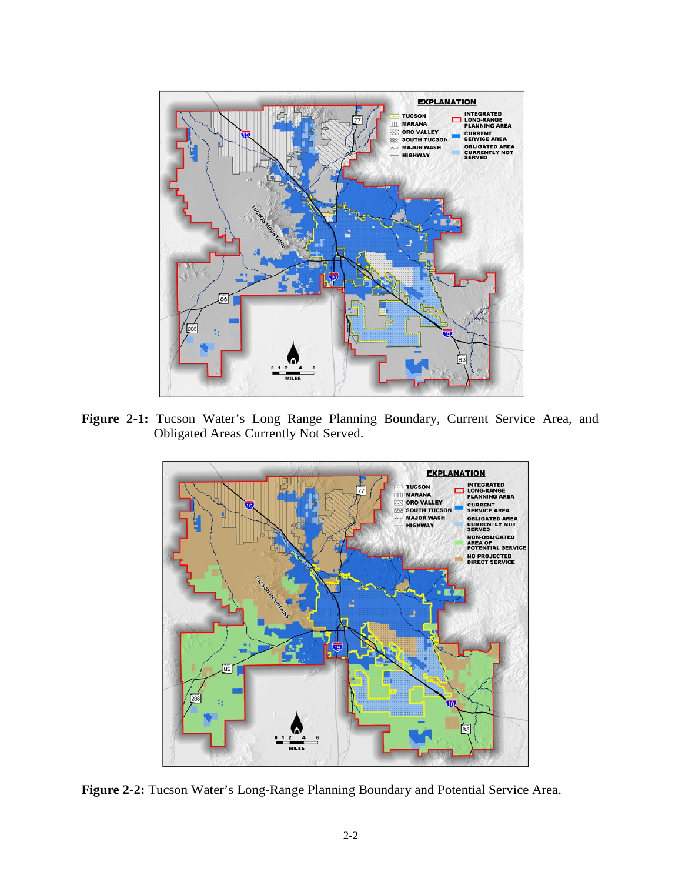**Figure 2-1:** Tucson Water's Long Range Planning Boundary, Current Service Area, and Obligated Areas Currently Not Served.

**Figure 2-2:** Tucson Water's Long-Range Planning Boundary and Potential Service Area.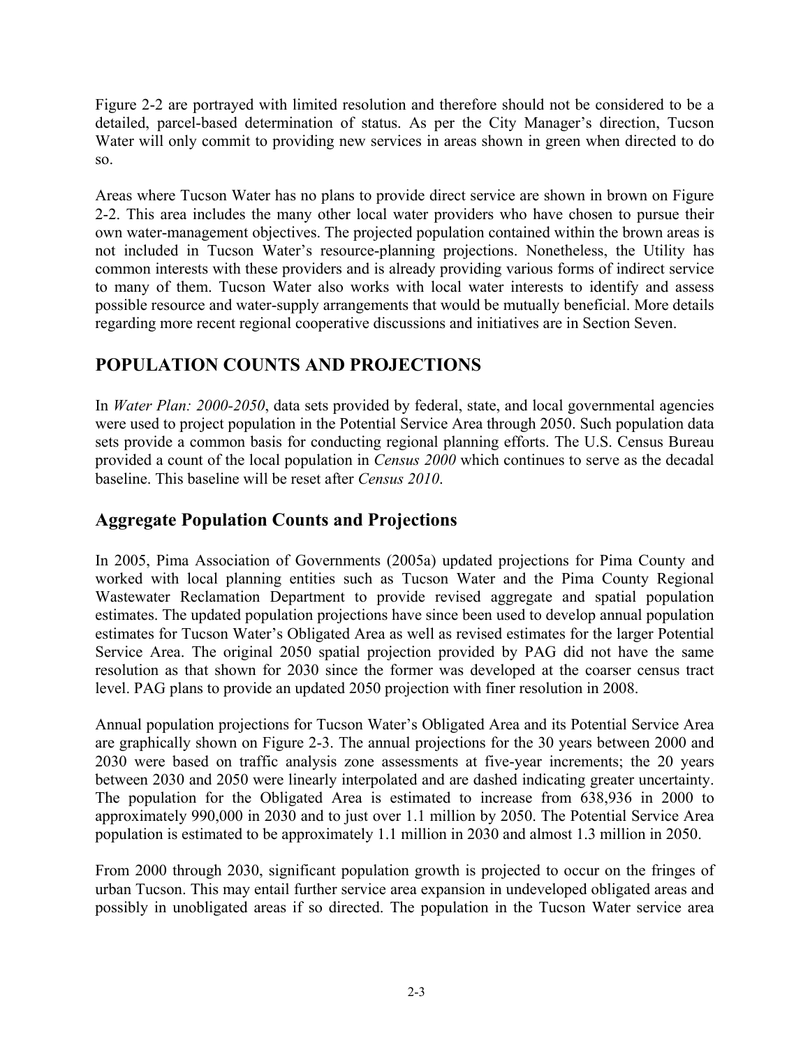Figure 2-2 are portrayed with limited resolution and therefore should not be considered to be a detailed, parcel-based determination of status. As per the City Manager's direction, Tucson Water will only commit to providing new services in areas shown in green when directed to do so.

Areas where Tucson Water has no plans to provide direct service are shown in brown on Figure 2-2. This area includes the many other local water providers who have chosen to pursue their own water-management objectives. The projected population contained within the brown areas is not included in Tucson Water's resource-planning projections. Nonetheless, the Utility has common interests with these providers and is already providing various forms of indirect service to many of them. Tucson Water also works with local water interests to identify and assess possible resource and water-supply arrangements that would be mutually beneficial. More details regarding more recent regional cooperative discussions and initiatives are in Section Seven.

# POPULATION COUNTS AND PROJECTIONS

In *Water Plan: 2000-2050*, data sets provided by federal, state, and local governmental agencies were used to project population in the Potential Service Area through 2050. Such population data sets provide a common basis for conducting regional planning efforts. The U.S. Census Bureau provided a count of the local population in *Census 2000* which continues to serve as the decadal baseline. This baseline will be reset after *Census 2010*.

## Aggregate Population Counts and Projections

In 2005, Pima Association of Governments (2005a) updated projections for Pima County and worked with local planning entities such as Tucson Water and the Pima County Regional Wastewater Reclamation Department to provide revised aggregate and spatial population estimates. The updated population projections have since been used to develop annual population estimates for Tucson Water's Obligated Area as well as revised estimates for the larger Potential Service Area. The original 2050 spatial projection provided by PAG did not have the same resolution as that shown for 2030 since the former was developed at the coarser census tract level. PAG plans to provide an updated 2050 projection with finer resolution in 2008.

Annual population projections for Tucson Water's Obligated Area and its Potential Service Area are graphically shown on Figure 2-3. The annual projections for the 30 years between 2000 and 2030 were based on traffic analysis zone assessments at five-year increments; the 20 years between 2030 and 2050 were linearly interpolated and are dashed indicating greater uncertainty. The population for the Obligated Area is estimated to increase from 638,936 in 2000 to approximately 990,000 in 2030 and to just over 1.1 million by 2050. The Potential Service Area population is estimated to be approximately 1.1 million in 2030 and almost 1.3 million in 2050.

From 2000 through 2030, significant population growth is projected to occur on the fringes of urban Tucson. This may entail further service area expansion in undeveloped obligated areas and possibly in unobligated areas if so directed. The population in the Tucson Water service area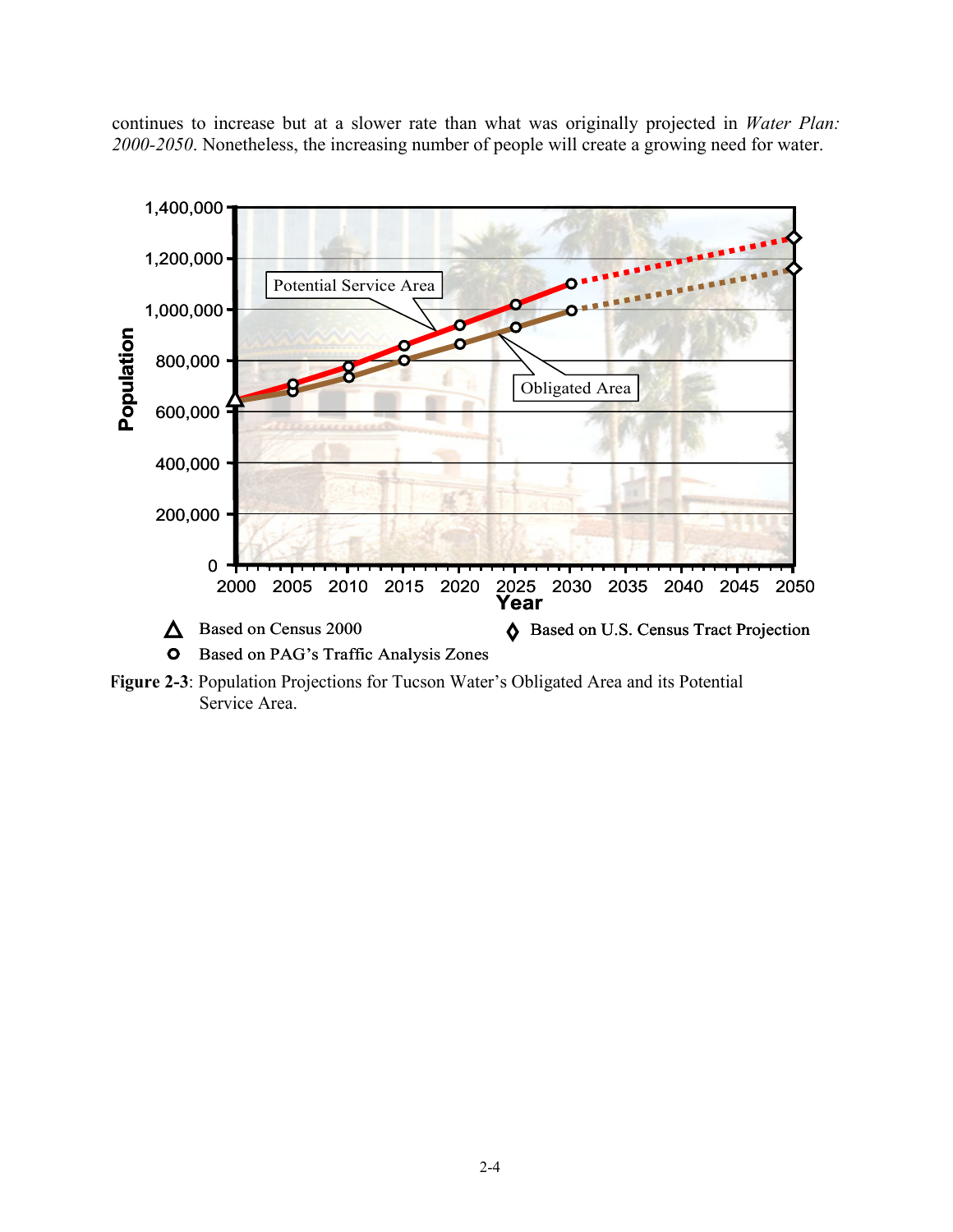continues to increase but at a slower rate than what was originally projected in *Water Plan: 2000-2050*. Nonetheless, the increasing number of people will create a growing need for water.

Population

1,400,000
1,200,000
1,000,000
800,000
600,000
400,000
200,000
0

2000 2005 2010 2015 2020 2025 2030 2035 2040 2045 2050

Year

Potential Service Area

Obligated Area

Based on Census 2000

Based on U.S. Census Tract Projection

Based on PAG's Traffic Analysis Zones

**Figure 2-3**: Population Projections for Tucson Water's Obligated Area and its Potential Service Area.